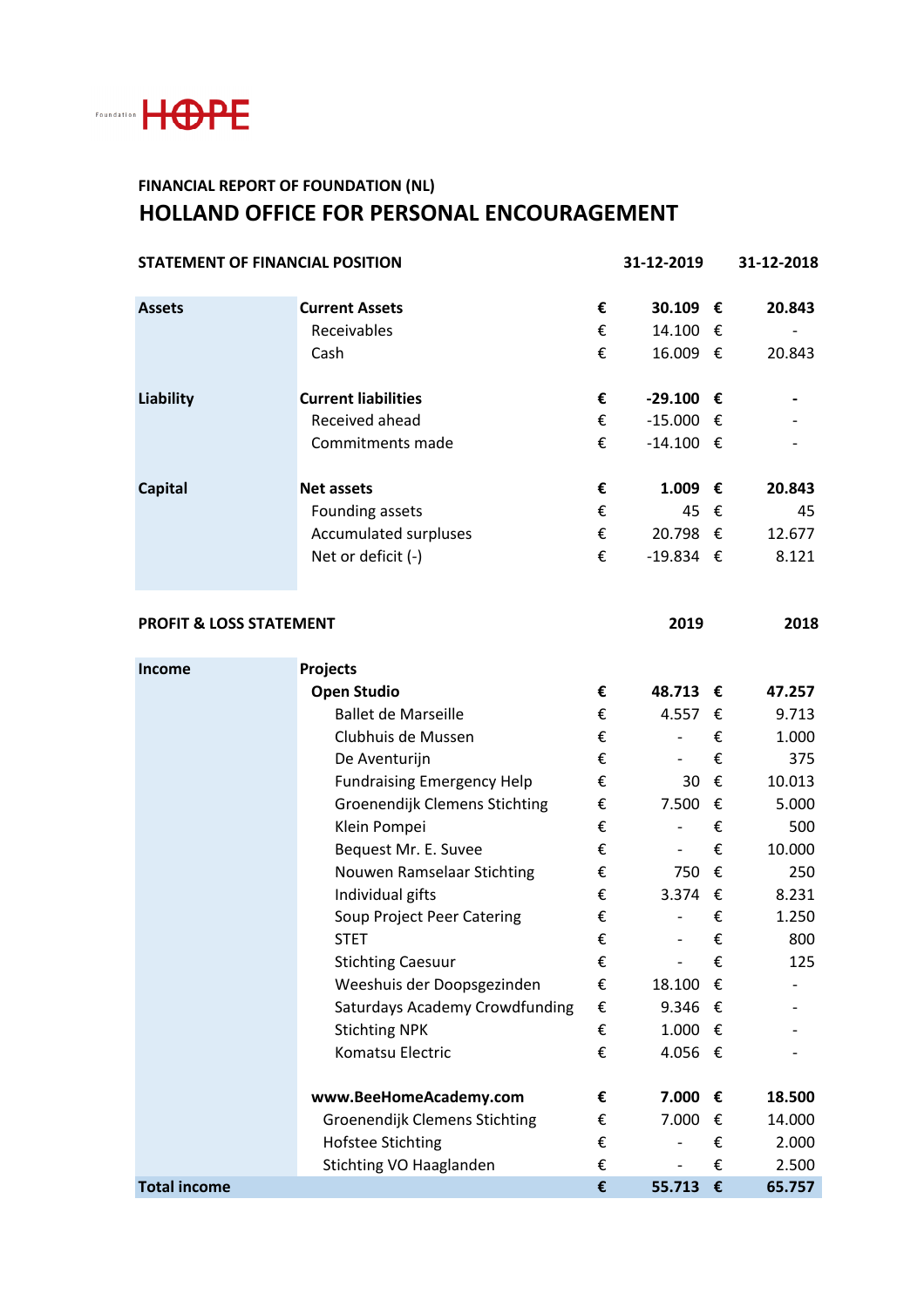Foundation HOPE

FINANCIAL REPORT OF FOUNDATION (NL)

# HOLLAND OFFICE FOR PERSONAL ENCOURAGEMENT

| STATEMENT OF FINANCIAL POSITION | | | 31-12-2019 | | 31-12-2018 |
|---|---|---|---|---|---|
| **Assets** | **Current Assets** | **€** | **30.109** | **€** | **20.843** |
| | Receivables | € | 14.100 | € | - |
| | Cash | € | 16.009 | € | 20.843 |
| **Liability** | **Current liabilities** | **€** | **-29.100** | **€** | **-** |
| | Received ahead | € | -15.000 | € | - |
| | Commitments made | € | -14.100 | € | - |
| **Capital** | **Net assets** | **€** | **1.009** | **€** | **20.843** |
| | Founding assets | € | 45 | € | 45 |
| | Accumulated surpluses | € | 20.798 | € | 12.677 |
| | Net or deficit (-) | € | -19.834 | € | 8.121 |

| PROFIT & LOSS STATEMENT | | | 2019 | | 2018 |
|---|---|---|---|---|---|
| **Income** | **Projects** | | | | |
| | **Open Studio** | **€** | **48.713** | **€** | **47.257** |
| | Ballet de Marseille | € | 4.557 | € | 9.713 |
| | Clubhuis de Mussen | € | - | € | 1.000 |
| | De Aventurijn | € | - | € | 375 |
| | Fundraising Emergency Help | € | 30 | € | 10.013 |
| | Groenendijk Clemens Stichting | € | 7.500 | € | 5.000 |
| | Klein Pompei | € | - | € | 500 |
| | Bequest Mr. E. Suvee | € | - | € | 10.000 |
| | Nouwen Ramselaar Stichting | € | 750 | € | 250 |
| | Individual gifts | € | 3.374 | € | 8.231 |
| | Soup Project Peer Catering | € | - | € | 1.250 |
| | STET | € | - | € | 800 |
| | Stichting Caesuur | € | - | € | 125 |
| | Weeshuis der Doopsgezinden | € | 18.100 | € | - |
| | Saturdays Academy Crowdfunding | € | 9.346 | € | - |
| | Stichting NPK | € | 1.000 | € | - |
| | Komatsu Electric | € | 4.056 | € | - |
| | **www.BeeHomeAcademy.com** | **€** | **7.000** | **€** | **18.500** |
| | Groenendijk Clemens Stichting | € | 7.000 | € | 14.000 |
| | Hofstee Stichting | € | - | € | 2.000 |
| | Stichting VO Haaglanden | € | - | € | 2.500 |
| **Total income** | | **€** | **55.713** | **€** | **65.757** |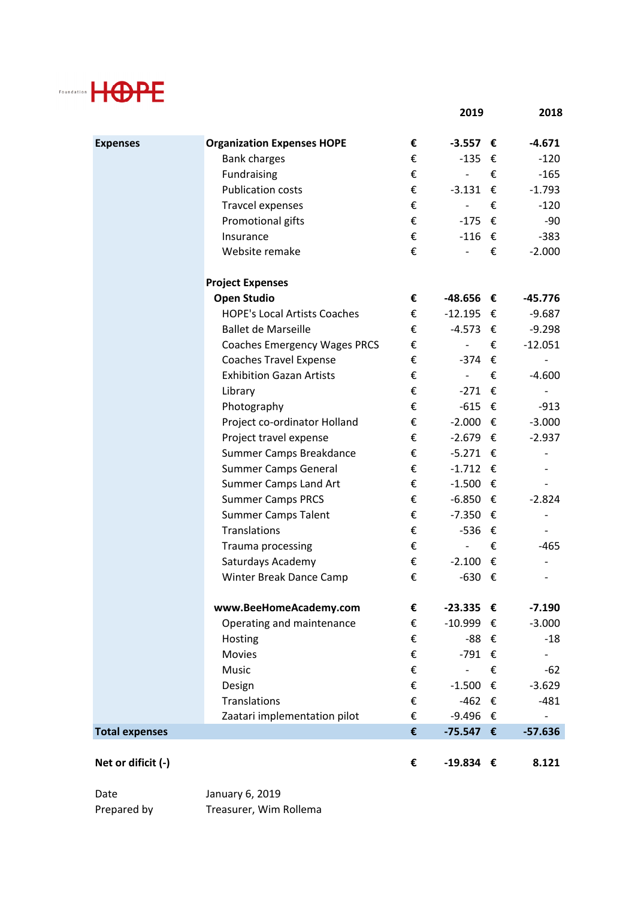Foundation HOPE

| | | | 2019 | | 2018 |
|---|---|---|---|---|---|
| **Expenses** | **Organization Expenses HOPE** | **€** | **-3.557** | **€** | **-4.671** |
| | Bank charges | € | -135 | € | -120 |
| | Fundraising | € | - | € | -165 |
| | Publication costs | € | -3.131 | € | -1.793 |
| | Travcel expenses | € | - | € | -120 |
| | Promotional gifts | € | -175 | € | -90 |
| | Insurance | € | -116 | € | -383 |
| | Website remake | € | - | € | -2.000 |
| | | | | | |
| | **Project Expenses** | | | | |
| | **Open Studio** | **€** | **-48.656** | **€** | **-45.776** |
| | HOPE's Local Artists Coaches | € | -12.195 | € | -9.687 |
| | Ballet de Marseille | € | -4.573 | € | -9.298 |
| | Coaches Emergency Wages PRCS | € | - | € | -12.051 |
| | Coaches Travel Expense | € | -374 | € | - |
| | Exhibition Gazan Artists | € | - | € | -4.600 |
| | Library | € | -271 | € | - |
| | Photography | € | -615 | € | -913 |
| | Project co-ordinator Holland | € | -2.000 | € | -3.000 |
| | Project travel expense | € | -2.679 | € | -2.937 |
| | Summer Camps Breakdance | € | -5.271 | € | - |
| | Summer Camps General | € | -1.712 | € | - |
| | Summer Camps Land Art | € | -1.500 | € | - |
| | Summer Camps PRCS | € | -6.850 | € | -2.824 |
| | Summer Camps Talent | € | -7.350 | € | - |
| | Translations | € | -536 | € | - |
| | Trauma processing | € | - | € | -465 |
| | Saturdays Academy | € | -2.100 | € | - |
| | Winter Break Dance Camp | € | -630 | € | - |
| | | | | | |
| | **www.BeeHomeAcademy.com** | **€** | **-23.335** | **€** | **-7.190** |
| | Operating and maintenance | € | -10.999 | € | -3.000 |
| | Hosting | € | -88 | € | -18 |
| | Movies | € | -791 | € | - |
| | Music | € | - | € | -62 |
| | Design | € | -1.500 | € | -3.629 |
| | Translations | € | -462 | € | -481 |
| | Zaatari implementation pilot | € | -9.496 | € | - |
| **Total expenses** | | **€** | **-75.547** | **€** | **-57.636** |
| | | | | | |
| **Net or dificit (-)** | | **€** | **-19.834** | **€** | **8.121** |

Date January 6, 2019

Prepared by Treasurer, Wim Rollema